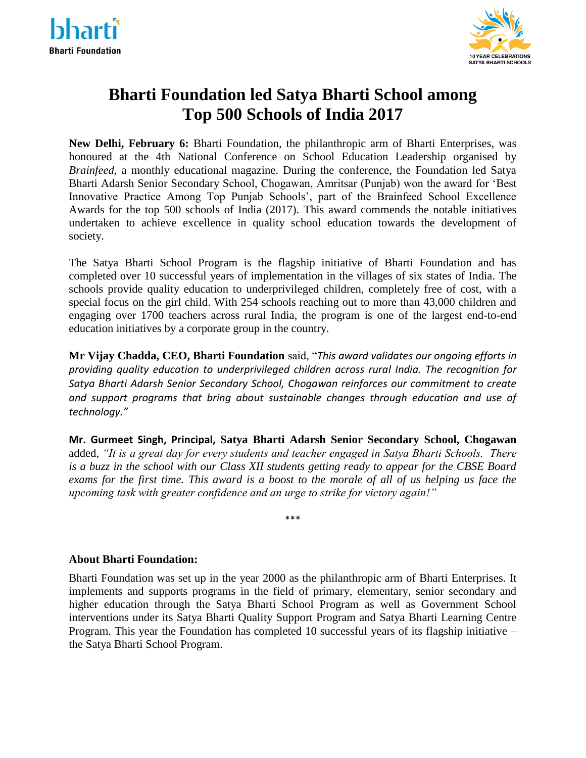# Bharti Foundation led Satya Bharti School among Top 500 Schools of India 2017

**New Delhi, February 6:** Bharti Foundation, the philanthropic arm of Bharti Enterprises, was honoured at the 4th National Conference on School Education Leadership organised by *Brainfeed*, a monthly educational magazine. During the conference, the Foundation led Satya Bharti Adarsh Senior Secondary School, Chogawan, Amritsar (Punjab) won the award for 'Best Innovative Practice Among Top Punjab Schools', part of the Brainfeed School Excellence Awards for the top 500 schools of India (2017). This award commends the notable initiatives undertaken to achieve excellence in quality school education towards the development of society.

The Satya Bharti School Program is the flagship initiative of Bharti Foundation and has completed over 10 successful years of implementation in the villages of six states of India. The schools provide quality education to underprivileged children, completely free of cost, with a special focus on the girl child. With 254 schools reaching out to more than 43,000 children and engaging over 1700 teachers across rural India, the program is one of the largest end-to-end education initiatives by a corporate group in the country.

**Mr Vijay Chadda, CEO, Bharti Foundation** said, "*This award validates our ongoing efforts in providing quality education to underprivileged children across rural India. The recognition for Satya Bharti Adarsh Senior Secondary School, Chogawan reinforces our commitment to create and support programs that bring about sustainable changes through education and use of technology.*"

**Mr. Gurmeet Singh, Principal, Satya Bharti Adarsh Senior Secondary School, Chogawan** added, *"It is a great day for every students and teacher engaged in Satya Bharti Schools. There is a buzz in the school with our Class XII students getting ready to appear for the CBSE Board exams for the first time. This award is a boost to the morale of all of us helping us face the upcoming task with greater confidence and an urge to strike for victory again!"*

***

### About Bharti Foundation:

Bharti Foundation was set up in the year 2000 as the philanthropic arm of Bharti Enterprises. It implements and supports programs in the field of primary, elementary, senior secondary and higher education through the Satya Bharti School Program as well as Government School interventions under its Satya Bharti Quality Support Program and Satya Bharti Learning Centre Program. This year the Foundation has completed 10 successful years of its flagship initiative – the Satya Bharti School Program.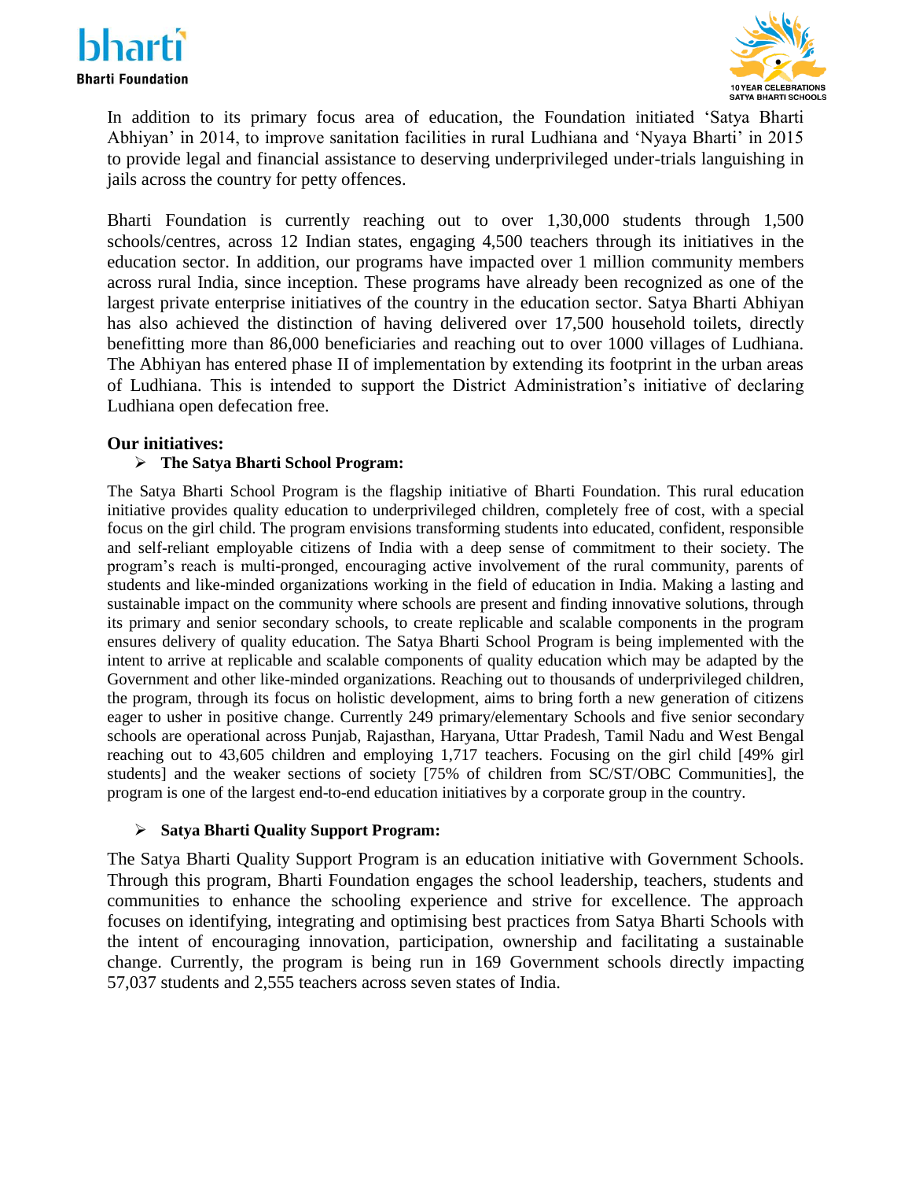In addition to its primary focus area of education, the Foundation initiated 'Satya Bharti Abhiyan' in 2014, to improve sanitation facilities in rural Ludhiana and 'Nyaya Bharti' in 2015 to provide legal and financial assistance to deserving underprivileged under-trials languishing in jails across the country for petty offences.

Bharti Foundation is currently reaching out to over 1,30,000 students through 1,500 schools/centres, across 12 Indian states, engaging 4,500 teachers through its initiatives in the education sector. In addition, our programs have impacted over 1 million community members across rural India, since inception. These programs have already been recognized as one of the largest private enterprise initiatives of the country in the education sector. Satya Bharti Abhiyan has also achieved the distinction of having delivered over 17,500 household toilets, directly benefitting more than 86,000 beneficiaries and reaching out to over 1000 villages of Ludhiana. The Abhiyan has entered phase II of implementation by extending its footprint in the urban areas of Ludhiana. This is intended to support the District Administration's initiative of declaring Ludhiana open defecation free.

**Our initiatives:**

- **The Satya Bharti School Program:**

The Satya Bharti School Program is the flagship initiative of Bharti Foundation. This rural education initiative provides quality education to underprivileged children, completely free of cost, with a special focus on the girl child. The program envisions transforming students into educated, confident, responsible and self-reliant employable citizens of India with a deep sense of commitment to their society. The program's reach is multi-pronged, encouraging active involvement of the rural community, parents of students and like-minded organizations working in the field of education in India. Making a lasting and sustainable impact on the community where schools are present and finding innovative solutions, through its primary and senior secondary schools, to create replicable and scalable components in the program ensures delivery of quality education. The Satya Bharti School Program is being implemented with the intent to arrive at replicable and scalable components of quality education which may be adapted by the Government and other like-minded organizations. Reaching out to thousands of underprivileged children, the program, through its focus on holistic development, aims to bring forth a new generation of citizens eager to usher in positive change. Currently 249 primary/elementary Schools and five senior secondary schools are operational across Punjab, Rajasthan, Haryana, Uttar Pradesh, Tamil Nadu and West Bengal reaching out to 43,605 children and employing 1,717 teachers. Focusing on the girl child [49% girl students] and the weaker sections of society [75% of children from SC/ST/OBC Communities], the program is one of the largest end-to-end education initiatives by a corporate group in the country.

- **Satya Bharti Quality Support Program:**

The Satya Bharti Quality Support Program is an education initiative with Government Schools. Through this program, Bharti Foundation engages the school leadership, teachers, students and communities to enhance the schooling experience and strive for excellence. The approach focuses on identifying, integrating and optimising best practices from Satya Bharti Schools with the intent of encouraging innovation, participation, ownership and facilitating a sustainable change. Currently, the program is being run in 169 Government schools directly impacting 57,037 students and 2,555 teachers across seven states of India.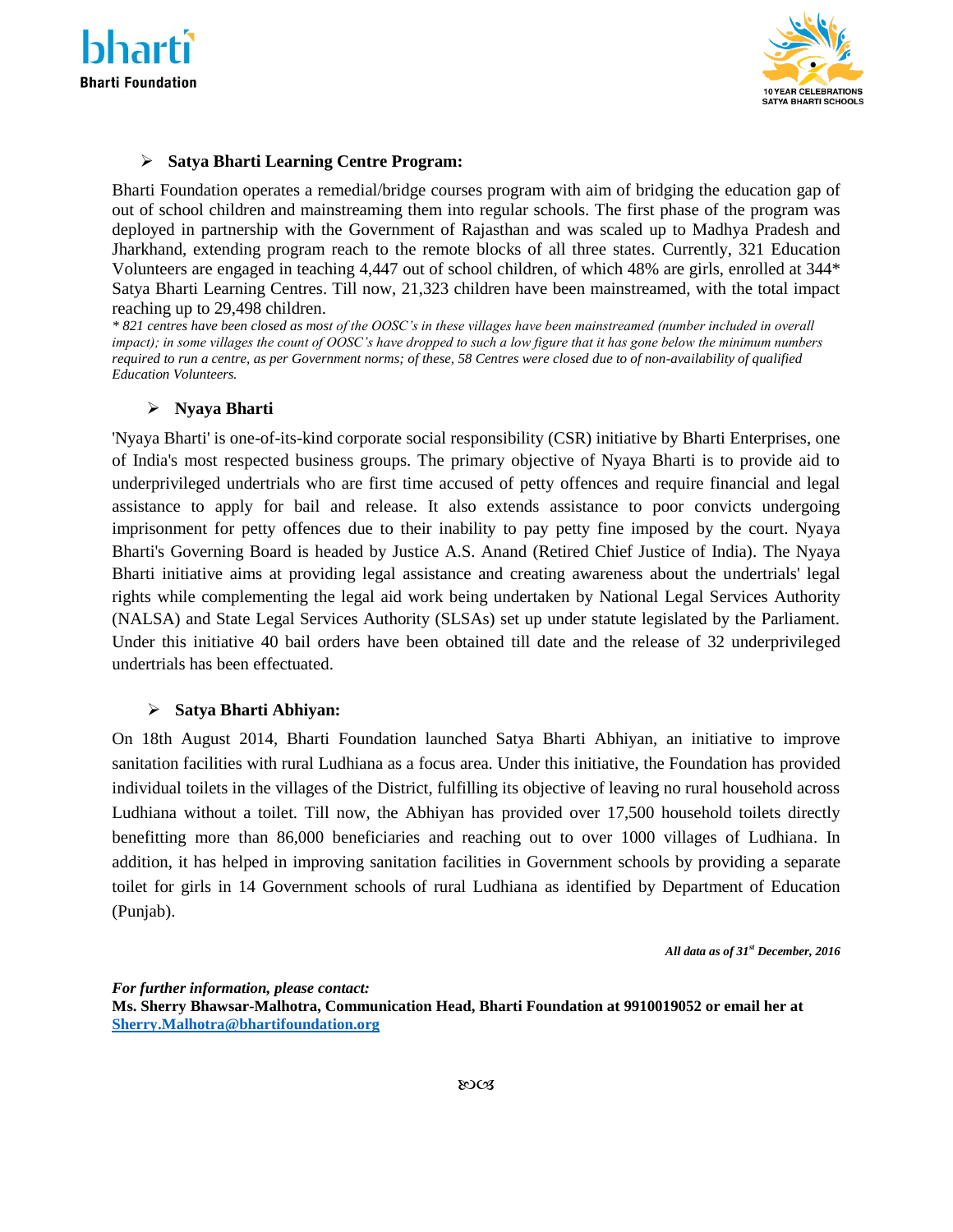- **Satya Bharti Learning Centre Program:**

Bharti Foundation operates a remedial/bridge courses program with aim of bridging the education gap of out of school children and mainstreaming them into regular schools. The first phase of the program was deployed in partnership with the Government of Rajasthan and was scaled up to Madhya Pradesh and Jharkhand, extending program reach to the remote blocks of all three states. Currently, 321 Education Volunteers are engaged in teaching 4,447 out of school children, of which 48% are girls, enrolled at 344* Satya Bharti Learning Centres. Till now, 21,323 children have been mainstreamed, with the total impact reaching up to 29,498 children.

*\* 821 centres have been closed as most of the OOSC's in these villages have been mainstreamed (number included in overall impact); in some villages the count of OOSC's have dropped to such a low figure that it has gone below the minimum numbers required to run a centre, as per Government norms; of these, 58 Centres were closed due to of non-availability of qualified Education Volunteers.*

- **Nyaya Bharti**

'Nyaya Bharti' is one-of-its-kind corporate social responsibility (CSR) initiative by Bharti Enterprises, one of India's most respected business groups. The primary objective of Nyaya Bharti is to provide aid to underprivileged undertrials who are first time accused of petty offences and require financial and legal assistance to apply for bail and release. It also extends assistance to poor convicts undergoing imprisonment for petty offences due to their inability to pay petty fine imposed by the court. Nyaya Bharti's Governing Board is headed by Justice A.S. Anand (Retired Chief Justice of India). The Nyaya Bharti initiative aims at providing legal assistance and creating awareness about the undertrials' legal rights while complementing the legal aid work being undertaken by National Legal Services Authority (NALSA) and State Legal Services Authority (SLSAs) set up under statute legislated by the Parliament. Under this initiative 40 bail orders have been obtained till date and the release of 32 underprivileged undertrials has been effectuated.

- **Satya Bharti Abhiyan:**

On 18th August 2014, Bharti Foundation launched Satya Bharti Abhiyan, an initiative to improve sanitation facilities with rural Ludhiana as a focus area. Under this initiative, the Foundation has provided individual toilets in the villages of the District, fulfilling its objective of leaving no rural household across Ludhiana without a toilet. Till now, the Abhiyan has provided over 17,500 household toilets directly benefitting more than 86,000 beneficiaries and reaching out to over 1000 villages of Ludhiana. In addition, it has helped in improving sanitation facilities in Government schools by providing a separate toilet for girls in 14 Government schools of rural Ludhiana as identified by Department of Education (Punjab).

***All data as of 31st December, 2016***

***For further information, please contact:***
**Ms. Sherry Bhawsar-Malhotra, Communication Head, Bharti Foundation at 9910019052 or email her at [Sherry.Malhotra@bhartifoundation.org](mailto:Sherry.Malhotra@bhartifoundation.org)**